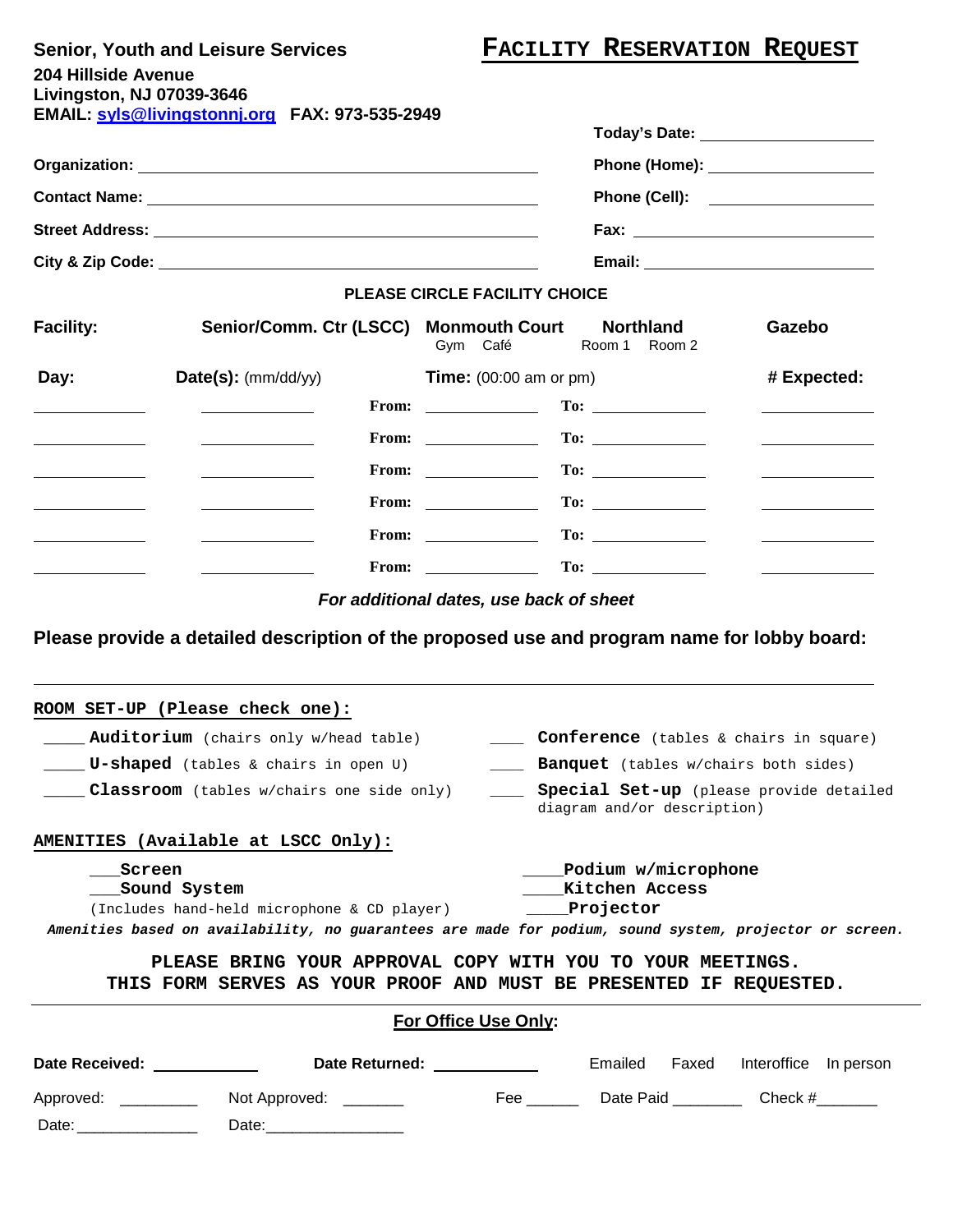**Senior, Youth and Leisure Services**
**204 Hillside Avenue**
**Livingston, NJ 07039-3646**
**EMAIL: sysl@livingstonnj.org FAX: 973-535-2949**

# FACILITY RESERVATION REQUEST

**Today's Date:** ____________________

**Organization:** ________________________________________ **Phone (Home):** ____________________

**Contact Name:** ________________________________________ **Phone (Cell):** ____________________

**Street Address:** ________________________________________ **Fax:** ____________________

**City & Zip Code:** ________________________________________ **Email:** ____________________

**PLEASE CIRCLE FACILITY CHOICE**

| **Facility:** | **Senior/Comm. Ctr (LSCC)** | **Monmouth Court** Gym Café | **Northland** Room 1 Room 2 | **Gazebo** |
|---|---|---|---|---|

| **Day:** | **Date(s):** (mm/dd/yy) | **Time:** (00:00 am or pm) | | **# Expected:** |
|---|---|---|---|---|
| ________ | ________ | From: ________ | To: ________ | ________ |
| ________ | ________ | From: ________ | To: ________ | ________ |
| ________ | ________ | From: ________ | To: ________ | ________ |
| ________ | ________ | From: ________ | To: ________ | ________ |
| ________ | ________ | From: ________ | To: ________ | ________ |
| ________ | ________ | From: ________ | To: ________ | ________ |

*For additional dates, use back of sheet*

**Please provide a detailed description of the proposed use and program name for lobby board:**

________________________________________________________________________________

**ROOM SET-UP (Please check one):**

- ____ **Auditorium** (chairs only w/head table)
- ____ **U-shaped** (tables & chairs in open U)
- ____ **Classroom** (tables w/chairs one side only)
- ____ **Conference** (tables & chairs in square)
- ____ **Banquet** (tables w/chairs both sides)
- ____ **Special Set-up** (please provide detailed diagram and/or description)

**AMENITIES (Available at LSCC Only):**

- ___Screen
- ___Sound System (Includes hand-held microphone & CD player)
- ____Podium w/microphone
- ____Kitchen Access
- ____Projector

***Amenities based on availability, no guarantees are made for podium, sound system, projector or screen.***

**PLEASE BRING YOUR APPROVAL COPY WITH YOU TO YOUR MEETINGS.**
**THIS FORM SERVES AS YOUR PROOF AND MUST BE PRESENTED IF REQUESTED.**

---

**For Office Use Only:**

**Date Received:** ____________ **Date Returned:** ____________ Emailed Faxed Interoffice In person

Approved: _________ Not Approved: _______ Fee ______ Date Paid ________ Check #_______

Date: ______________ Date: ________________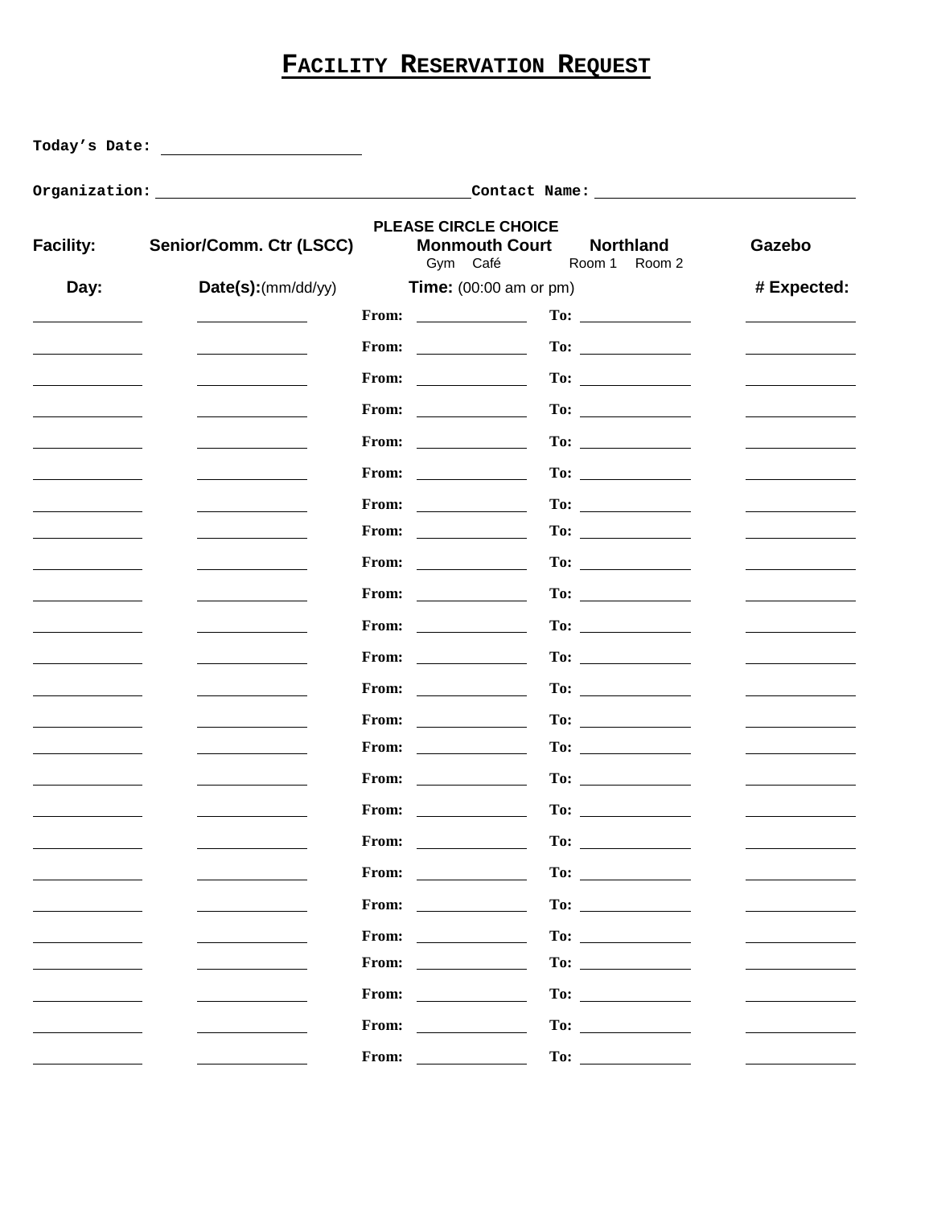# FACILITY RESERVATION REQUEST

**Today's Date:** ____________________

**Organization:** ______________________________ **Contact Name:** ______________________________

**PLEASE CIRCLE CHOICE**

| **Facility:** | **Senior/Comm. Ctr (LSCC)** | **Monmouth Court** | **Northland** | **Gazebo** |
|---|---|---|---|---|
| | | Gym Café | Room 1 Room 2 | |

| **Day:** | **Date(s):** (mm/dd/yy) | **Time:** (00:00 am or pm) | | **# Expected:** |
|---|---|---|---|---|
| ________ | ________ | From: ________ | To: ________ | ________ |
| ________ | ________ | From: ________ | To: ________ | ________ |
| ________ | ________ | From: ________ | To: ________ | ________ |
| ________ | ________ | From: ________ | To: ________ | ________ |
| ________ | ________ | From: ________ | To: ________ | ________ |
| ________ | ________ | From: ________ | To: ________ | ________ |
| ________ | ________ | From: ________ | To: ________ | ________ |
| ________ | ________ | From: ________ | To: ________ | ________ |
| ________ | ________ | From: ________ | To: ________ | ________ |
| ________ | ________ | From: ________ | To: ________ | ________ |
| ________ | ________ | From: ________ | To: ________ | ________ |
| ________ | ________ | From: ________ | To: ________ | ________ |
| ________ | ________ | From: ________ | To: ________ | ________ |
| ________ | ________ | From: ________ | To: ________ | ________ |
| ________ | ________ | From: ________ | To: ________ | ________ |
| ________ | ________ | From: ________ | To: ________ | ________ |
| ________ | ________ | From: ________ | To: ________ | ________ |
| ________ | ________ | From: ________ | To: ________ | ________ |
| ________ | ________ | From: ________ | To: ________ | ________ |
| ________ | ________ | From: ________ | To: ________ | ________ |
| ________ | ________ | From: ________ | To: ________ | ________ |
| ________ | ________ | From: ________ | To: ________ | ________ |
| ________ | ________ | From: ________ | To: ________ | ________ |
| ________ | ________ | From: ________ | To: ________ | ________ |
| ________ | ________ | From: ________ | To: ________ | ________ |